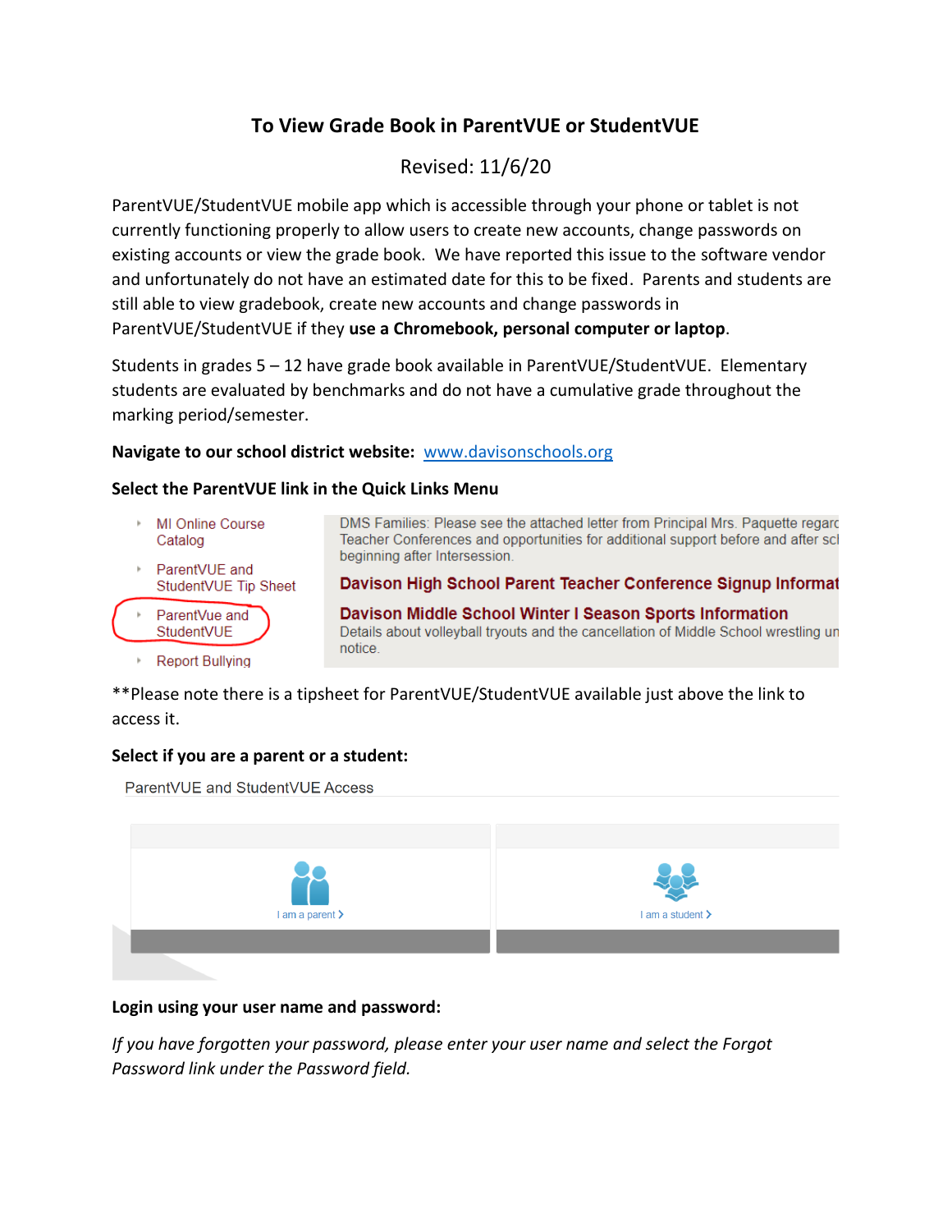# To View Grade Book in ParentVUE or StudentVUE

Revised: 11/6/20

ParentVUE/StudentVUE mobile app which is accessible through your phone or tablet is not currently functioning properly to allow users to create new accounts, change passwords on existing accounts or view the grade book. We have reported this issue to the software vendor and unfortunately do not have an estimated date for this to be fixed. Parents and students are still able to view gradebook, create new accounts and change passwords in ParentVUE/StudentVUE if they **use a Chromebook, personal computer or laptop**.

Students in grades 5 – 12 have grade book available in ParentVUE/StudentVUE. Elementary students are evaluated by benchmarks and do not have a cumulative grade throughout the marking period/semester.

**Navigate to our school district website:** www.davisonschools.org

**Select the ParentVUE link in the Quick Links Menu**

- MI Online Course Catalog
- ParentVUE and StudentVUE Tip Sheet
- ParentVue and StudentVUE
- Report Bullying

DMS Families: Please see the attached letter from Principal Mrs. Paquette regarc Teacher Conferences and opportunities for additional support before and after scl beginning after Intersession.

**Davison High School Parent Teacher Conference Signup Informat**

**Davison Middle School Winter I Season Sports Information**

Details about volleyball tryouts and the cancellation of Middle School wrestling un notice.

**Please note there is a tipsheet for ParentVUE/StudentVUE available just above the link to access it.

**Select if you are a parent or a student:**

ParentVUE and StudentVUE Access

I am a parent >

I am a student >

**Login using your user name and password:**

*If you have forgotten your password, please enter your user name and select the Forgot Password link under the Password field.*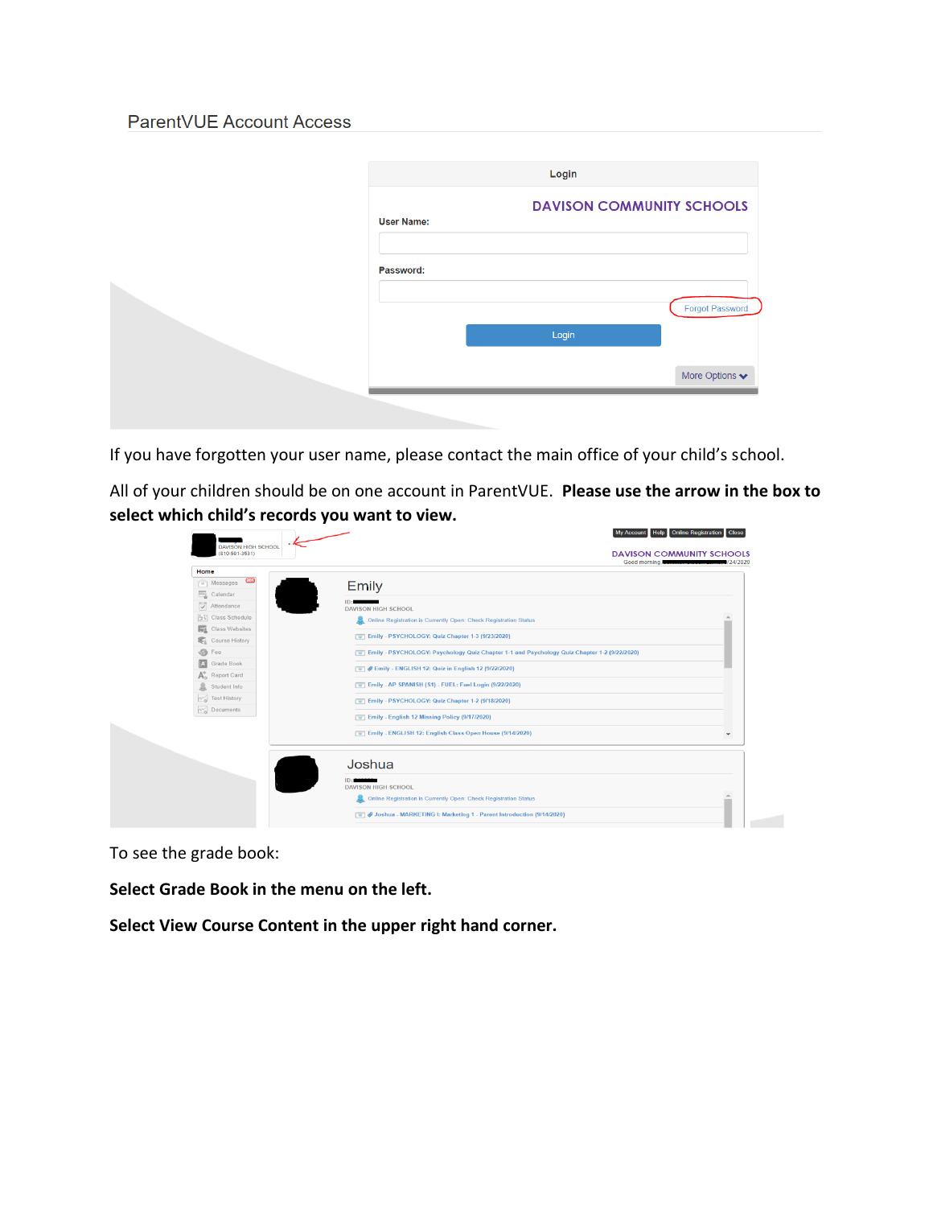ParentVUE Account Access

If you have forgotten your user name, please contact the main office of your child's school.

All of your children should be on one account in ParentVUE. **Please use the arrow in the box to select which child's records you want to view.**

To see the grade book:

**Select Grade Book in the menu on the left.**

**Select View Course Content in the upper right hand corner.**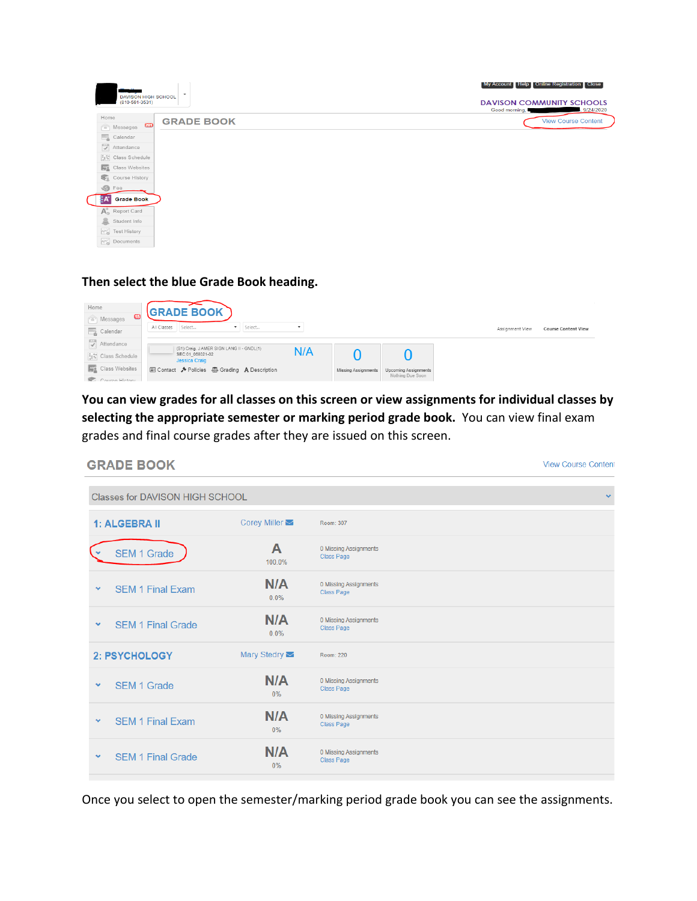**Then select the blue Grade Book heading.**

**You can view grades for all classes on this screen or view assignments for individual classes by selecting the appropriate semester or marking period grade book.** You can view final exam grades and final course grades after they are issued on this screen.

Once you select to open the semester/marking period grade book you can see the assignments.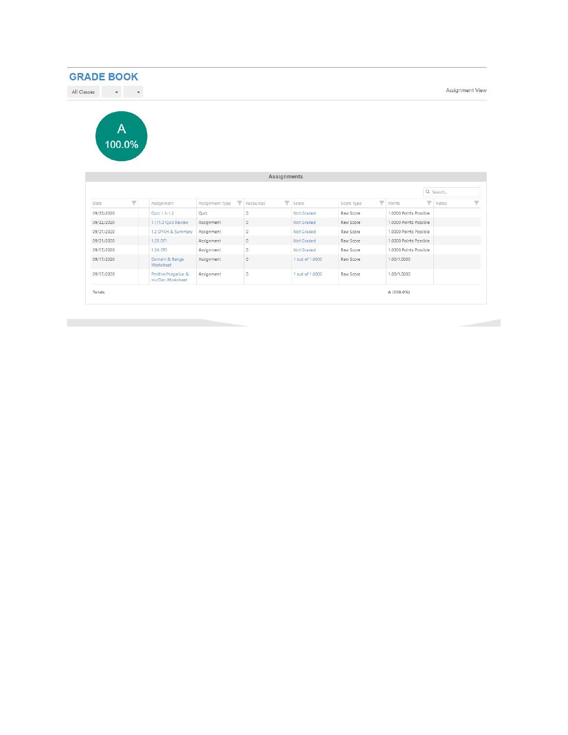# GRADE BOOK

All Classes

Assignment View

A
100.0%

## Assignments

Search...

| Date | Assignment | Assignment Type | Resources | Score | Score Type | Points | Notes |
|---|---|---|---|---|---|---|---|
| 09/23/2020 | Quiz 1.1-1.2 | Quiz | 0 | Not Graded | Raw Score | 1.0000 Points Possible | |
| 09/22/2020 | 1.1/1.2 Quiz Review | Assignment | 0 | Not Graded | Raw Score | 1.0000 Points Possible | |
| 09/21/2020 | 1.2 DYKH & Summary | Assignment | 0 | Not Graded | Raw Score | 1.0000 Points Possible | |
| 09/21/2020 | 1.2B OTI | Assignment | 0 | Not Graded | Raw Score | 1.0000 Points Possible | |
| 09/17/2020 | 1.2A OTI | Assignment | 0 | Not Graded | Raw Score | 1.0000 Points Possible | |
| 09/17/2020 | Domain & Range Worksheet | Assignment | 0 | 1 out of 1.0000 | Raw Score | 1.00/1.0000 | |
| 09/17/2020 | Positive/Negative & Inc/Dec Worksheet | Assignment | 0 | 1 out of 1.0000 | Raw Score | 1.00/1.0000 | |
| Totals | | | | | | A (100.0%) | |